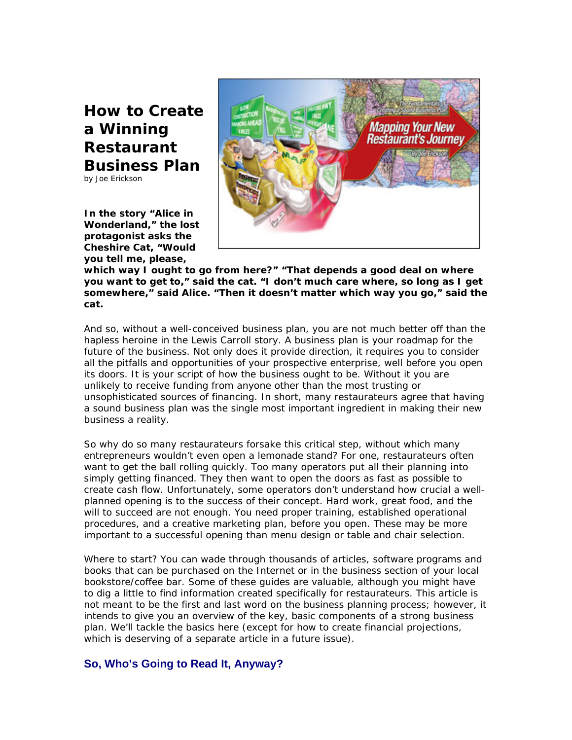# How to Create a Winning Restaurant Business Plan

by Joe Erickson

**In the story "Alice in Wonderland," the lost protagonist asks the Cheshire Cat, "Would you tell me, please, which way I ought to go from here?" "That depends a good deal on where you want to get to," said the cat. "I don't much care where, so long as I get somewhere," said Alice. "Then it doesn't matter which way you go," said the cat.**

And so, without a well-conceived business plan, you are not much better off than the hapless heroine in the Lewis Carroll story. A business plan is your roadmap for the future of the business. Not only does it provide direction, it requires you to consider all the pitfalls and opportunities of your prospective enterprise, well before you open its doors. It is your script of how the business ought to be. Without it you are unlikely to receive funding from anyone other than the most trusting or unsophisticated sources of financing. In short, many restaurateurs agree that having a sound business plan was the single most important ingredient in making their new business a reality.

So why do so many restaurateurs forsake this critical step, without which many entrepreneurs wouldn't even open a lemonade stand? For one, restaurateurs often want to get the ball rolling quickly. Too many operators put all their planning into simply getting financed. They then want to open the doors as fast as possible to create cash flow. Unfortunately, some operators don't understand how crucial a well-planned opening is to the success of their concept. Hard work, great food, and the will to succeed are not enough. You need proper training, established operational procedures, and a creative marketing plan, before you open. These may be more important to a successful opening than menu design or table and chair selection.

Where to start? You can wade through thousands of articles, software programs and books that can be purchased on the Internet or in the business section of your local bookstore/coffee bar. Some of these guides are valuable, although you might have to dig a little to find information created specifically for restaurateurs. This article is not meant to be the first and last word on the business planning process; however, it intends to give you an overview of the key, basic components of a strong business plan. We'll tackle the basics here (except for how to create financial projections, which is deserving of a separate article in a future issue).

## So, Who's Going to Read It, Anyway?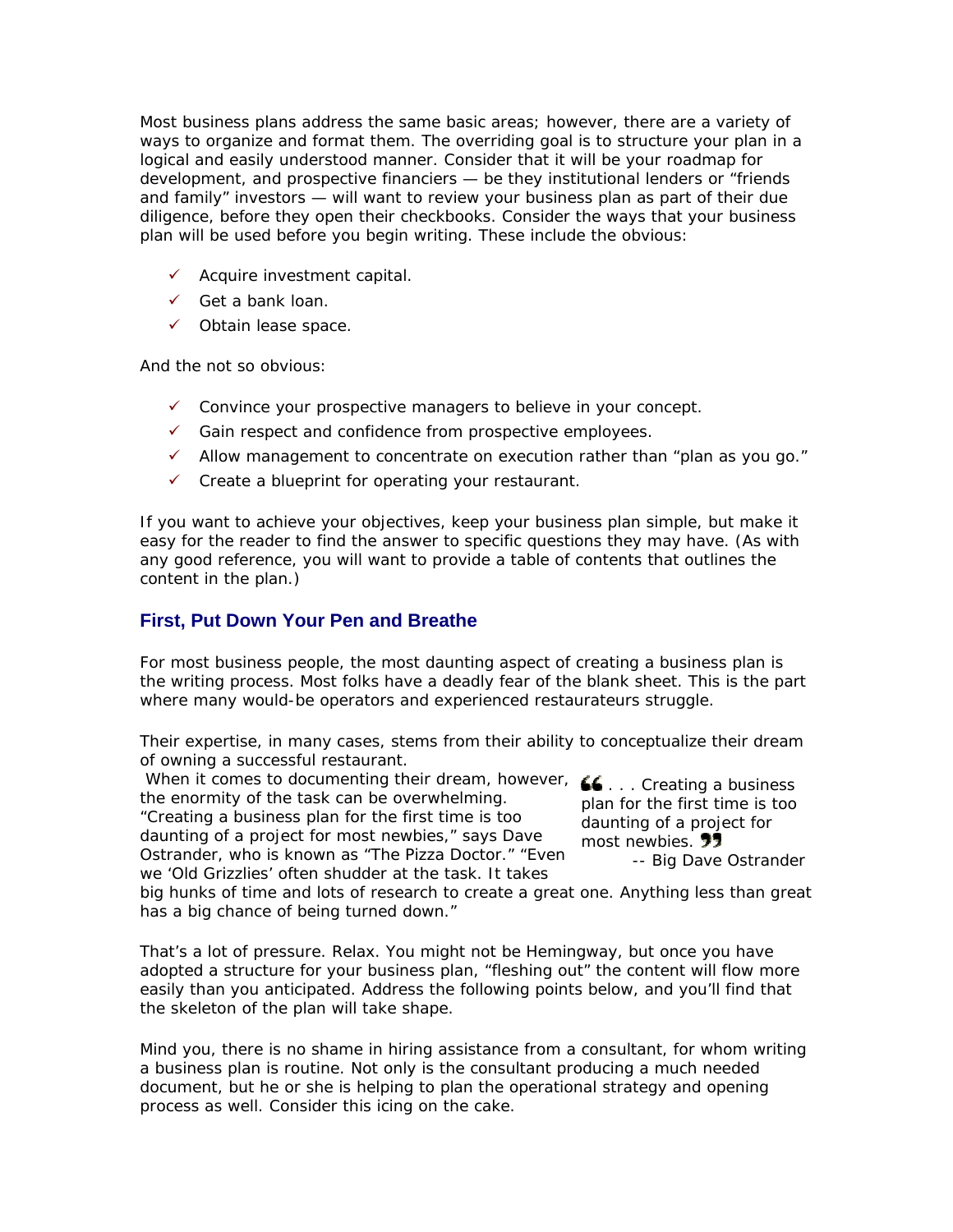Most business plans address the same basic areas; however, there are a variety of ways to organize and format them. The overriding goal is to structure your plan in a logical and easily understood manner. Consider that it will be your roadmap for development, and prospective financiers — be they institutional lenders or "friends and family" investors — will want to review your business plan as part of their due diligence, before they open their checkbooks. Consider the ways that your business plan will be used before you begin writing. These include the obvious:

- ✓ Acquire investment capital.
- ✓ Get a bank loan.
- ✓ Obtain lease space.

And the not so obvious:

- ✓ Convince your prospective managers to believe in your concept.
- ✓ Gain respect and confidence from prospective employees.
- ✓ Allow management to concentrate on execution rather than "plan as you go."
- ✓ Create a blueprint for operating your restaurant.

If you want to achieve your objectives, keep your business plan simple, but make it easy for the reader to find the answer to specific questions they may have. (As with any good reference, you will want to provide a table of contents that outlines the content in the plan.)

## First, Put Down Your Pen and Breathe

For most business people, the most daunting aspect of creating a business plan is the writing process. Most folks have a deadly fear of the blank sheet. This is the part where many would-be operators and experienced restaurateurs struggle.

Their expertise, in many cases, stems from their ability to conceptualize their dream of owning a successful restaurant. When it comes to documenting their dream, however, the enormity of the task can be overwhelming. "Creating a business plan for the first time is too daunting of a project for most newbies," says Dave Ostrander, who is known as "The Pizza Doctor." "Even we 'Old Grizzlies' often shudder at the task. It takes big hunks of time and lots of research to create a great one. Anything less than great has a big chance of being turned down."

> "... Creating a business plan for the first time is too daunting of a project for most newbies."
>
> -- Big Dave Ostrander

That's a lot of pressure. Relax. You might not be Hemingway, but once you have adopted a structure for your business plan, "fleshing out" the content will flow more easily than you anticipated. Address the following points below, and you'll find that the skeleton of the plan will take shape.

Mind you, there is no shame in hiring assistance from a consultant, for whom writing a business plan is routine. Not only is the consultant producing a much needed document, but he or she is helping to plan the operational strategy and opening process as well. Consider this icing on the cake.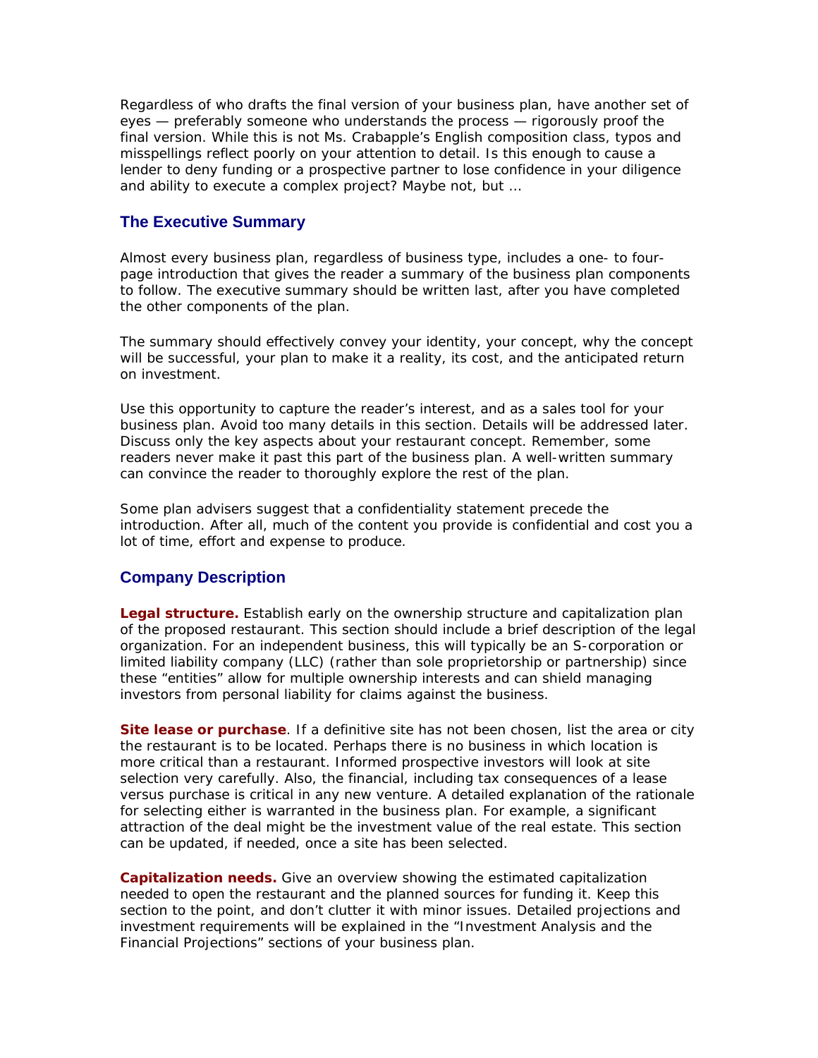Regardless of who drafts the final version of your business plan, have another set of eyes — preferably someone who understands the process — rigorously proof the final version. While this is not Ms. Crabapple's English composition class, typos and misspellings reflect poorly on your attention to detail. Is this enough to cause a lender to deny funding or a prospective partner to lose confidence in your diligence and ability to execute a complex project? Maybe not, but ...

## The Executive Summary

Almost every business plan, regardless of business type, includes a one- to four-page introduction that gives the reader a summary of the business plan components to follow. The executive summary should be written last, after you have completed the other components of the plan.

The summary should effectively convey your identity, your concept, why the concept will be successful, your plan to make it a reality, its cost, and the anticipated return on investment.

Use this opportunity to capture the reader's interest, and as a sales tool for your business plan. Avoid too many details in this section. Details will be addressed later. Discuss only the key aspects about your restaurant concept. Remember, some readers never make it past this part of the business plan. A well-written summary can convince the reader to thoroughly explore the rest of the plan.

Some plan advisers suggest that a confidentiality statement precede the introduction. After all, much of the content you provide is confidential and cost you a lot of time, effort and expense to produce.

## Company Description

**Legal structure.** Establish early on the ownership structure and capitalization plan of the proposed restaurant. This section should include a brief description of the legal organization. For an independent business, this will typically be an S-corporation or limited liability company (LLC) (rather than sole proprietorship or partnership) since these "entities" allow for multiple ownership interests and can shield managing investors from personal liability for claims against the business.

**Site lease or purchase**. If a definitive site has not been chosen, list the area or city the restaurant is to be located. Perhaps there is no business in which location is more critical than a restaurant. Informed prospective investors will look at site selection very carefully. Also, the financial, including tax consequences of a lease versus purchase is critical in any new venture. A detailed explanation of the rationale for selecting either is warranted in the business plan. For example, a significant attraction of the deal might be the investment value of the real estate. This section can be updated, if needed, once a site has been selected.

**Capitalization needs.** Give an overview showing the estimated capitalization needed to open the restaurant and the planned sources for funding it. Keep this section to the point, and don't clutter it with minor issues. Detailed projections and investment requirements will be explained in the "Investment Analysis and the Financial Projections" sections of your business plan.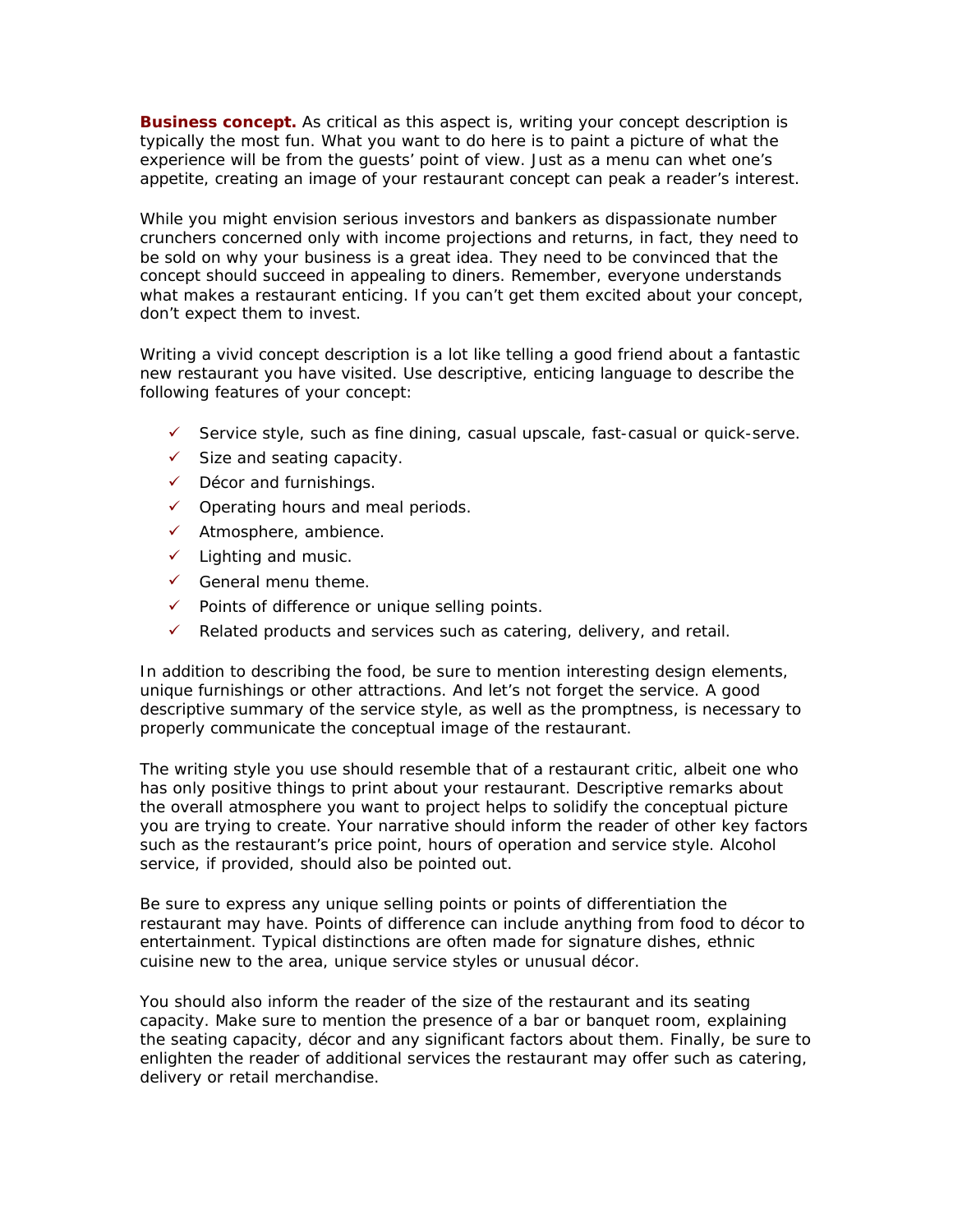**Business concept.** As critical as this aspect is, writing your concept description is typically the most fun. What you want to do here is to paint a picture of what the experience will be from the guests' point of view. Just as a menu can whet one's appetite, creating an image of your restaurant concept can peak a reader's interest.

While you might envision serious investors and bankers as dispassionate number crunchers concerned only with income projections and returns, in fact, they need to be sold on why your business is a great idea. They need to be convinced that the concept should succeed in appealing to diners. Remember, everyone understands what makes a restaurant enticing. If you can't get them excited about your concept, don't expect them to invest.

Writing a vivid concept description is a lot like telling a good friend about a fantastic new restaurant you have visited. Use descriptive, enticing language to describe the following features of your concept:

- ✓ Service style, such as fine dining, casual upscale, fast-casual or quick-serve.
- ✓ Size and seating capacity.
- ✓ Décor and furnishings.
- ✓ Operating hours and meal periods.
- ✓ Atmosphere, ambience.
- ✓ Lighting and music.
- ✓ General menu theme.
- ✓ Points of difference or unique selling points.
- ✓ Related products and services such as catering, delivery, and retail.

In addition to describing the food, be sure to mention interesting design elements, unique furnishings or other attractions. And let's not forget the service. A good descriptive summary of the service style, as well as the promptness, is necessary to properly communicate the conceptual image of the restaurant.

The writing style you use should resemble that of a restaurant critic, albeit one who has only positive things to print about your restaurant. Descriptive remarks about the overall atmosphere you want to project helps to solidify the conceptual picture you are trying to create. Your narrative should inform the reader of other key factors such as the restaurant's price point, hours of operation and service style. Alcohol service, if provided, should also be pointed out.

Be sure to express any unique selling points or points of differentiation the restaurant may have. Points of difference can include anything from food to décor to entertainment. Typical distinctions are often made for signature dishes, ethnic cuisine new to the area, unique service styles or unusual décor.

You should also inform the reader of the size of the restaurant and its seating capacity. Make sure to mention the presence of a bar or banquet room, explaining the seating capacity, décor and any significant factors about them. Finally, be sure to enlighten the reader of additional services the restaurant may offer such as catering, delivery or retail merchandise.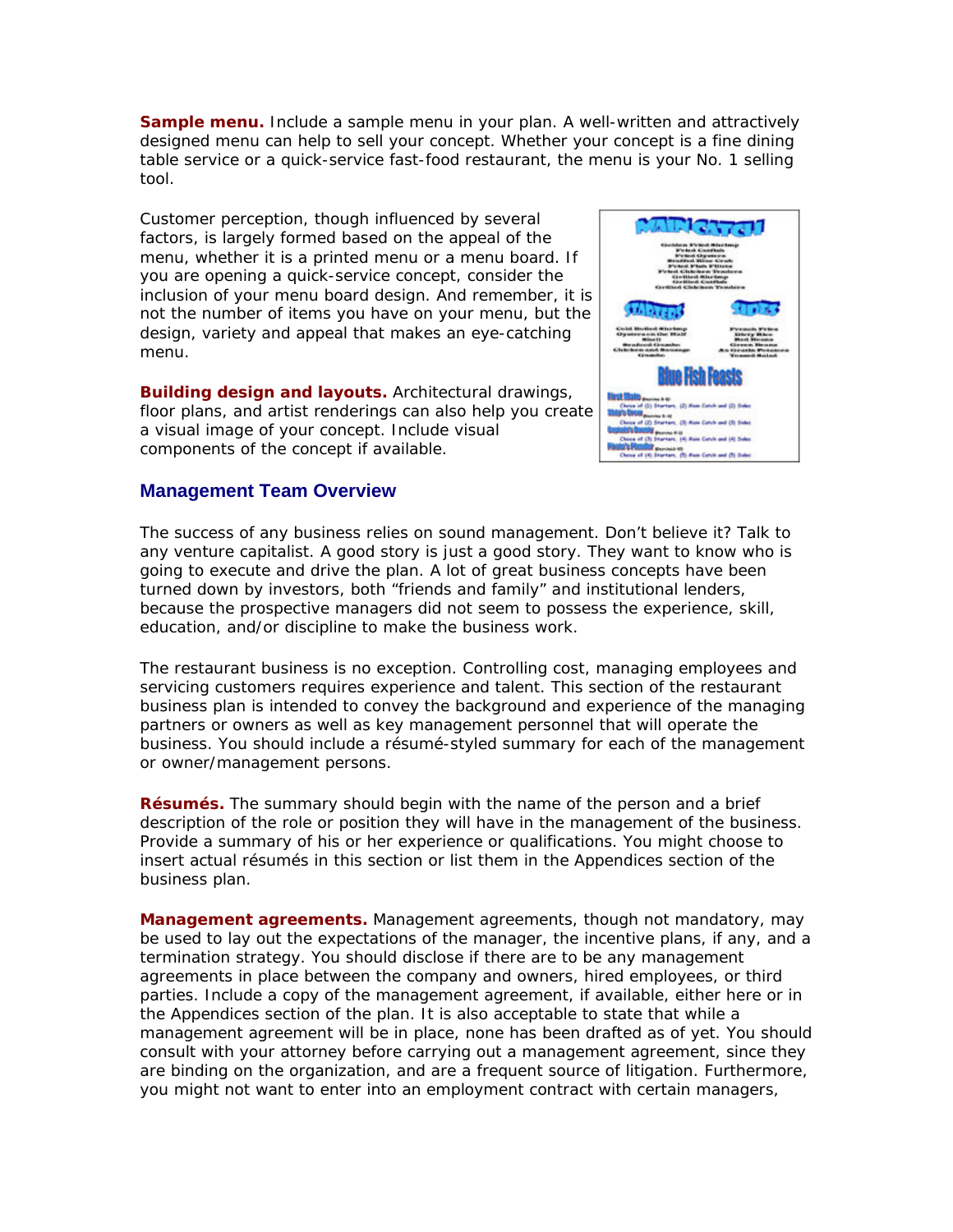**Sample menu.** Include a sample menu in your plan. A well-written and attractively designed menu can help to sell your concept. Whether your concept is a fine dining table service or a quick-service fast-food restaurant, the menu is your No. 1 selling tool.

Customer perception, though influenced by several factors, is largely formed based on the appeal of the menu, whether it is a printed menu or a menu board. If you are opening a quick-service concept, consider the inclusion of your menu board design. And remember, it is not the number of items you have on your menu, but the design, variety and appeal that makes an eye-catching menu.

**Building design and layouts.** Architectural drawings, floor plans, and artist renderings can also help you create a visual image of your concept. Include visual components of the concept if available.

## Management Team Overview

The success of any business relies on sound management. Don't believe it? Talk to any venture capitalist. A good story is just a good story. They want to know who is going to execute and drive the plan. A lot of great business concepts have been turned down by investors, both "friends and family" and institutional lenders, because the prospective managers did not seem to possess the experience, skill, education, and/or discipline to make the business work.

The restaurant business is no exception. Controlling cost, managing employees and servicing customers requires experience and talent. This section of the restaurant business plan is intended to convey the background and experience of the managing partners or owners as well as key management personnel that will operate the business. You should include a résumé-styled summary for each of the management or owner/management persons.

**Résumés.** The summary should begin with the name of the person and a brief description of the role or position they will have in the management of the business. Provide a summary of his or her experience or qualifications. You might choose to insert actual résumés in this section or list them in the Appendices section of the business plan.

**Management agreements.** Management agreements, though not mandatory, may be used to lay out the expectations of the manager, the incentive plans, if any, and a termination strategy. You should disclose if there are to be any management agreements in place between the company and owners, hired employees, or third parties. Include a copy of the management agreement, if available, either here or in the Appendices section of the plan. It is also acceptable to state that while a management agreement will be in place, none has been drafted as of yet. You should consult with your attorney before carrying out a management agreement, since they are binding on the organization, and are a frequent source of litigation. Furthermore, you might not want to enter into an employment contract with certain managers,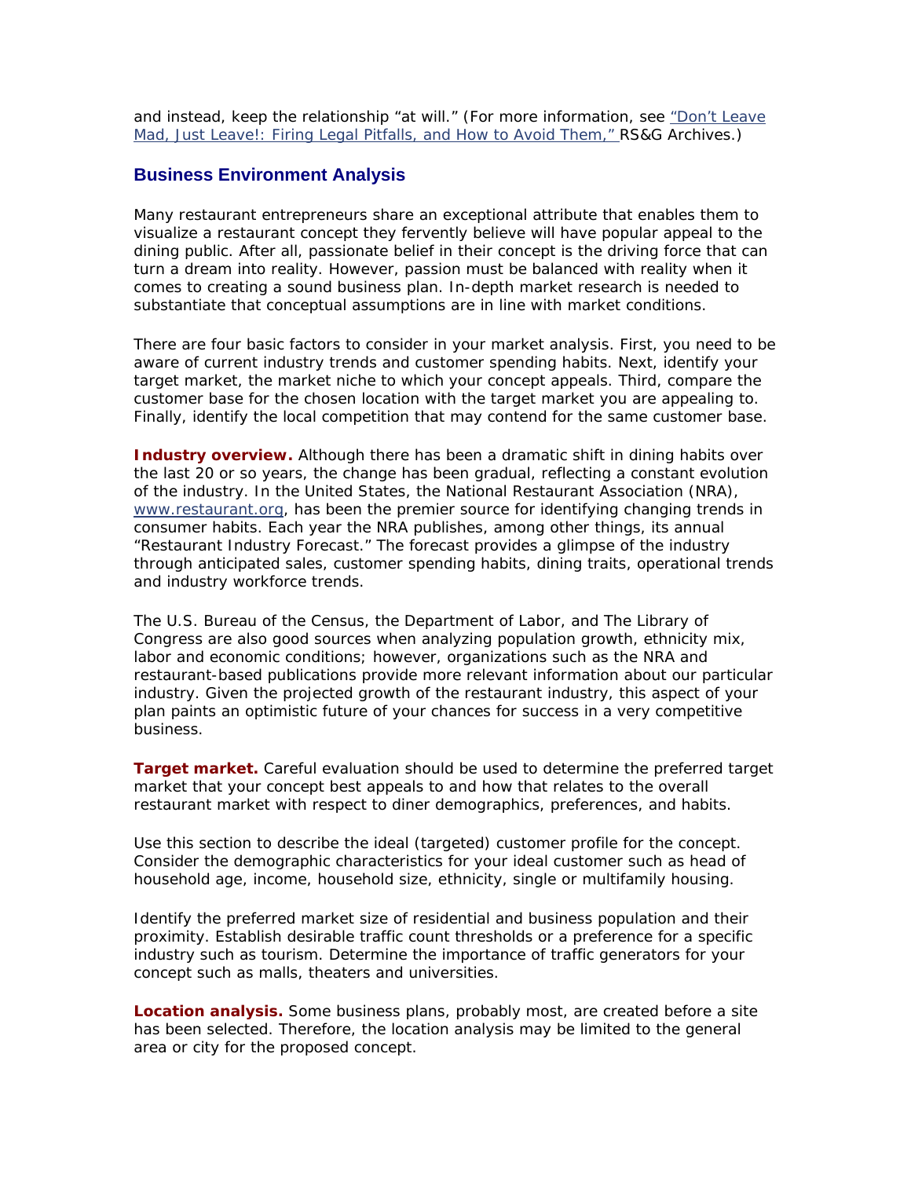and instead, keep the relationship "at will." (For more information, see "Don't Leave Mad, Just Leave!: Firing Legal Pitfalls, and How to Avoid Them," RS&G Archives.)

## Business Environment Analysis

Many restaurant entrepreneurs share an exceptional attribute that enables them to visualize a restaurant concept they fervently believe will have popular appeal to the dining public. After all, passionate belief in their concept is the driving force that can turn a dream into reality. However, passion must be balanced with reality when it comes to creating a sound business plan. In-depth market research is needed to substantiate that conceptual assumptions are in line with market conditions.

There are four basic factors to consider in your market analysis. First, you need to be aware of current industry trends and customer spending habits. Next, identify your target market, the market niche to which your concept appeals. Third, compare the customer base for the chosen location with the target market you are appealing to. Finally, identify the local competition that may contend for the same customer base.

**Industry overview.** Although there has been a dramatic shift in dining habits over the last 20 or so years, the change has been gradual, reflecting a constant evolution of the industry. In the United States, the National Restaurant Association (NRA), www.restaurant.org, has been the premier source for identifying changing trends in consumer habits. Each year the NRA publishes, among other things, its annual "Restaurant Industry Forecast." The forecast provides a glimpse of the industry through anticipated sales, customer spending habits, dining traits, operational trends and industry workforce trends.

The U.S. Bureau of the Census, the Department of Labor, and The Library of Congress are also good sources when analyzing population growth, ethnicity mix, labor and economic conditions; however, organizations such as the NRA and restaurant-based publications provide more relevant information about our particular industry. Given the projected growth of the restaurant industry, this aspect of your plan paints an optimistic future of your chances for success in a very competitive business.

**Target market.** Careful evaluation should be used to determine the preferred target market that your concept best appeals to and how that relates to the overall restaurant market with respect to diner demographics, preferences, and habits.

Use this section to describe the ideal (targeted) customer profile for the concept. Consider the demographic characteristics for your ideal customer such as head of household age, income, household size, ethnicity, single or multifamily housing.

Identify the preferred market size of residential and business population and their proximity. Establish desirable traffic count thresholds or a preference for a specific industry such as tourism. Determine the importance of traffic generators for your concept such as malls, theaters and universities.

**Location analysis.** Some business plans, probably most, are created before a site has been selected. Therefore, the location analysis may be limited to the general area or city for the proposed concept.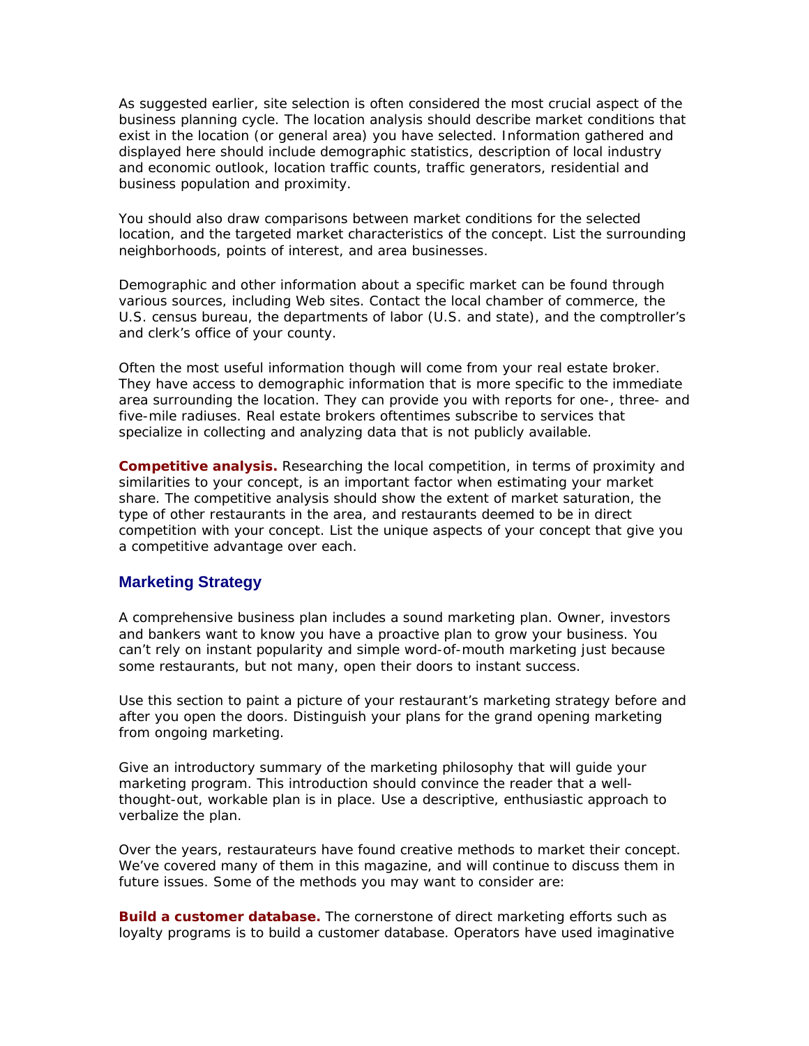As suggested earlier, site selection is often considered the most crucial aspect of the business planning cycle. The location analysis should describe market conditions that exist in the location (or general area) you have selected. Information gathered and displayed here should include demographic statistics, description of local industry and economic outlook, location traffic counts, traffic generators, residential and business population and proximity.

You should also draw comparisons between market conditions for the selected location, and the targeted market characteristics of the concept. List the surrounding neighborhoods, points of interest, and area businesses.

Demographic and other information about a specific market can be found through various sources, including Web sites. Contact the local chamber of commerce, the U.S. census bureau, the departments of labor (U.S. and state), and the comptroller's and clerk's office of your county.

Often the most useful information though will come from your real estate broker. They have access to demographic information that is more specific to the immediate area surrounding the location. They can provide you with reports for one-, three- and five-mile radiuses. Real estate brokers oftentimes subscribe to services that specialize in collecting and analyzing data that is not publicly available.

**Competitive analysis.** Researching the local competition, in terms of proximity and similarities to your concept, is an important factor when estimating your market share. The competitive analysis should show the extent of market saturation, the type of other restaurants in the area, and restaurants deemed to be in direct competition with your concept. List the unique aspects of your concept that give you a competitive advantage over each.

## Marketing Strategy

A comprehensive business plan includes a sound marketing plan. Owner, investors and bankers want to know you have a proactive plan to grow your business. You can't rely on instant popularity and simple word-of-mouth marketing just because some restaurants, but not many, open their doors to instant success.

Use this section to paint a picture of your restaurant's marketing strategy before and after you open the doors. Distinguish your plans for the grand opening marketing from ongoing marketing.

Give an introductory summary of the marketing philosophy that will guide your marketing program. This introduction should convince the reader that a well-thought-out, workable plan is in place. Use a descriptive, enthusiastic approach to verbalize the plan.

Over the years, restaurateurs have found creative methods to market their concept. We've covered many of them in this magazine, and will continue to discuss them in future issues. Some of the methods you may want to consider are:

**Build a customer database.** The cornerstone of direct marketing efforts such as loyalty programs is to build a customer database. Operators have used imaginative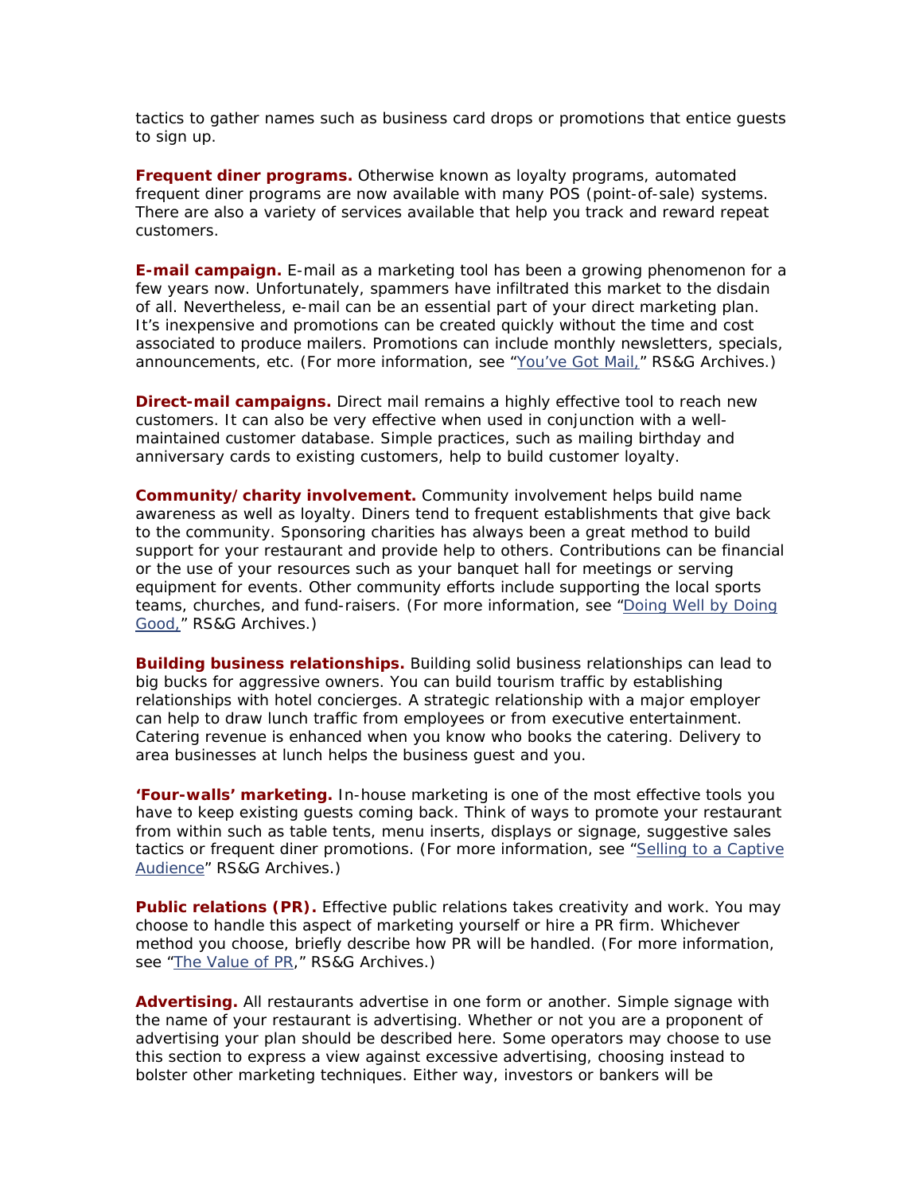tactics to gather names such as business card drops or promotions that entice guests to sign up.

**Frequent diner programs.** Otherwise known as loyalty programs, automated frequent diner programs are now available with many POS (point-of-sale) systems. There are also a variety of services available that help you track and reward repeat customers.

**E-mail campaign.** E-mail as a marketing tool has been a growing phenomenon for a few years now. Unfortunately, spammers have infiltrated this market to the disdain of all. Nevertheless, e-mail can be an essential part of your direct marketing plan. It's inexpensive and promotions can be created quickly without the time and cost associated to produce mailers. Promotions can include monthly newsletters, specials, announcements, etc. (For more information, see "You've Got Mail," RS&G Archives.)

**Direct-mail campaigns.** Direct mail remains a highly effective tool to reach new customers. It can also be very effective when used in conjunction with a well-maintained customer database. Simple practices, such as mailing birthday and anniversary cards to existing customers, help to build customer loyalty.

**Community/charity involvement.** Community involvement helps build name awareness as well as loyalty. Diners tend to frequent establishments that give back to the community. Sponsoring charities has always been a great method to build support for your restaurant and provide help to others. Contributions can be financial or the use of your resources such as your banquet hall for meetings or serving equipment for events. Other community efforts include supporting the local sports teams, churches, and fund-raisers. (For more information, see "Doing Well by Doing Good," RS&G Archives.)

**Building business relationships.** Building solid business relationships can lead to big bucks for aggressive owners. You can build tourism traffic by establishing relationships with hotel concierges. A strategic relationship with a major employer can help to draw lunch traffic from employees or from executive entertainment. Catering revenue is enhanced when you know who books the catering. Delivery to area businesses at lunch helps the business guest and you.

**'Four-walls' marketing.** In-house marketing is one of the most effective tools you have to keep existing guests coming back. Think of ways to promote your restaurant from within such as table tents, menu inserts, displays or signage, suggestive sales tactics or frequent diner promotions. (For more information, see "Selling to a Captive Audience" RS&G Archives.)

**Public relations (PR).** Effective public relations takes creativity and work. You may choose to handle this aspect of marketing yourself or hire a PR firm. Whichever method you choose, briefly describe how PR will be handled. (For more information, see "The Value of PR," RS&G Archives.)

**Advertising.** All restaurants advertise in one form or another. Simple signage with the name of your restaurant is advertising. Whether or not you are a proponent of advertising your plan should be described here. Some operators may choose to use this section to express a view against excessive advertising, choosing instead to bolster other marketing techniques. Either way, investors or bankers will be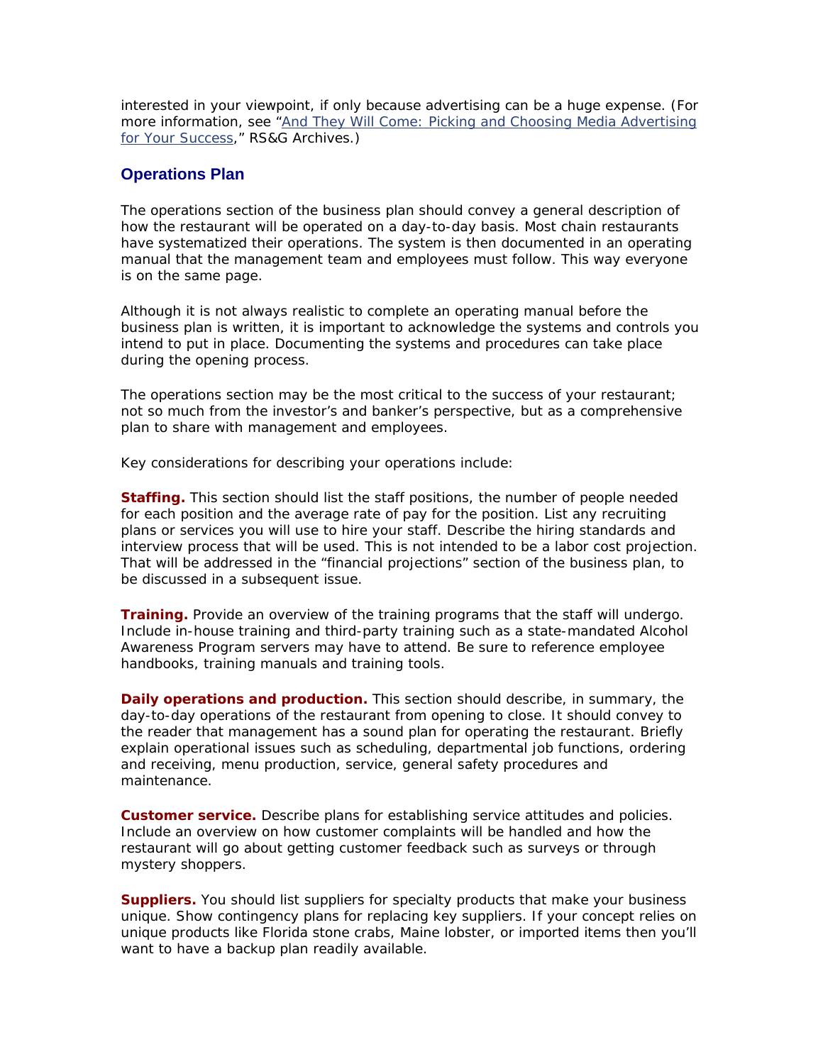interested in your viewpoint, if only because advertising can be a huge expense. (For more information, see "And They Will Come: Picking and Choosing Media Advertising for Your Success," RS&G Archives.)

## Operations Plan

The operations section of the business plan should convey a general description of how the restaurant will be operated on a day-to-day basis. Most chain restaurants have systematized their operations. The system is then documented in an operating manual that the management team and employees must follow. This way everyone is on the same page.

Although it is not always realistic to complete an operating manual before the business plan is written, it is important to acknowledge the systems and controls you intend to put in place. Documenting the systems and procedures can take place during the opening process.

The operations section may be the most critical to the success of your restaurant; not so much from the investor's and banker's perspective, but as a comprehensive plan to share with management and employees.

Key considerations for describing your operations include:

**Staffing.** This section should list the staff positions, the number of people needed for each position and the average rate of pay for the position. List any recruiting plans or services you will use to hire your staff. Describe the hiring standards and interview process that will be used. This is not intended to be a labor cost projection. That will be addressed in the "financial projections" section of the business plan, to be discussed in a subsequent issue.

**Training.** Provide an overview of the training programs that the staff will undergo. Include in-house training and third-party training such as a state-mandated Alcohol Awareness Program servers may have to attend. Be sure to reference employee handbooks, training manuals and training tools.

**Daily operations and production.** This section should describe, in summary, the day-to-day operations of the restaurant from opening to close. It should convey to the reader that management has a sound plan for operating the restaurant. Briefly explain operational issues such as scheduling, departmental job functions, ordering and receiving, menu production, service, general safety procedures and maintenance.

**Customer service.** Describe plans for establishing service attitudes and policies. Include an overview on how customer complaints will be handled and how the restaurant will go about getting customer feedback such as surveys or through mystery shoppers.

**Suppliers.** You should list suppliers for specialty products that make your business unique. Show contingency plans for replacing key suppliers. If your concept relies on unique products like Florida stone crabs, Maine lobster, or imported items then you'll want to have a backup plan readily available.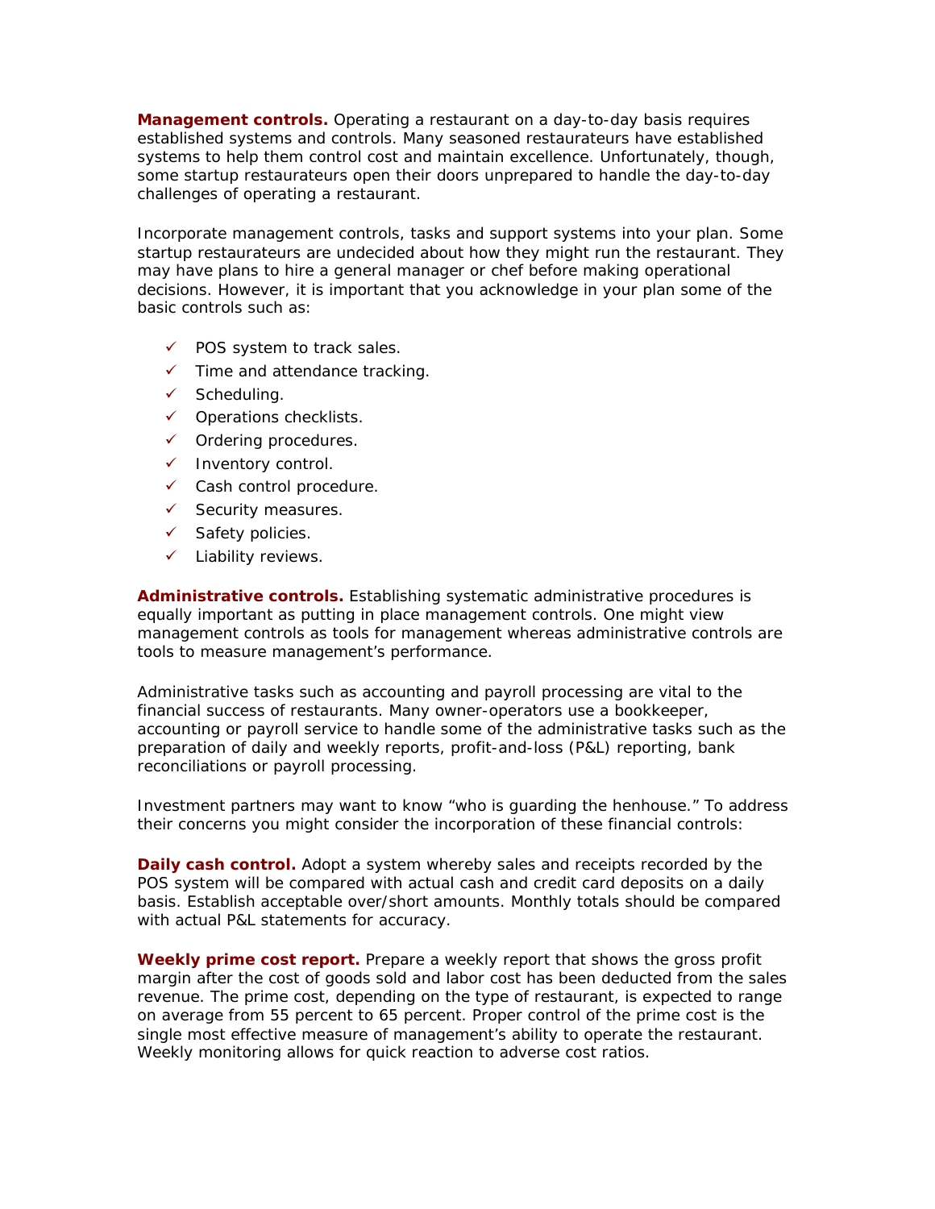**Management controls.** Operating a restaurant on a day-to-day basis requires established systems and controls. Many seasoned restaurateurs have established systems to help them control cost and maintain excellence. Unfortunately, though, some startup restaurateurs open their doors unprepared to handle the day-to-day challenges of operating a restaurant.

Incorporate management controls, tasks and support systems into your plan. Some startup restaurateurs are undecided about how they might run the restaurant. They may have plans to hire a general manager or chef before making operational decisions. However, it is important that you acknowledge in your plan some of the basic controls such as:

- ✓ POS system to track sales.
- ✓ Time and attendance tracking.
- ✓ Scheduling.
- ✓ Operations checklists.
- ✓ Ordering procedures.
- ✓ Inventory control.
- ✓ Cash control procedure.
- ✓ Security measures.
- ✓ Safety policies.
- ✓ Liability reviews.

**Administrative controls.** Establishing systematic administrative procedures is equally important as putting in place management controls. One might view management controls as tools for management whereas administrative controls are tools to measure management's performance.

Administrative tasks such as accounting and payroll processing are vital to the financial success of restaurants. Many owner-operators use a bookkeeper, accounting or payroll service to handle some of the administrative tasks such as the preparation of daily and weekly reports, profit-and-loss (P&L) reporting, bank reconciliations or payroll processing.

Investment partners may want to know "who is guarding the henhouse." To address their concerns you might consider the incorporation of these financial controls:

**Daily cash control.** Adopt a system whereby sales and receipts recorded by the POS system will be compared with actual cash and credit card deposits on a daily basis. Establish acceptable over/short amounts. Monthly totals should be compared with actual P&L statements for accuracy.

**Weekly prime cost report.** Prepare a weekly report that shows the gross profit margin after the cost of goods sold and labor cost has been deducted from the sales revenue. The prime cost, depending on the type of restaurant, is expected to range on average from 55 percent to 65 percent. Proper control of the prime cost is the single most effective measure of management's ability to operate the restaurant. Weekly monitoring allows for quick reaction to adverse cost ratios.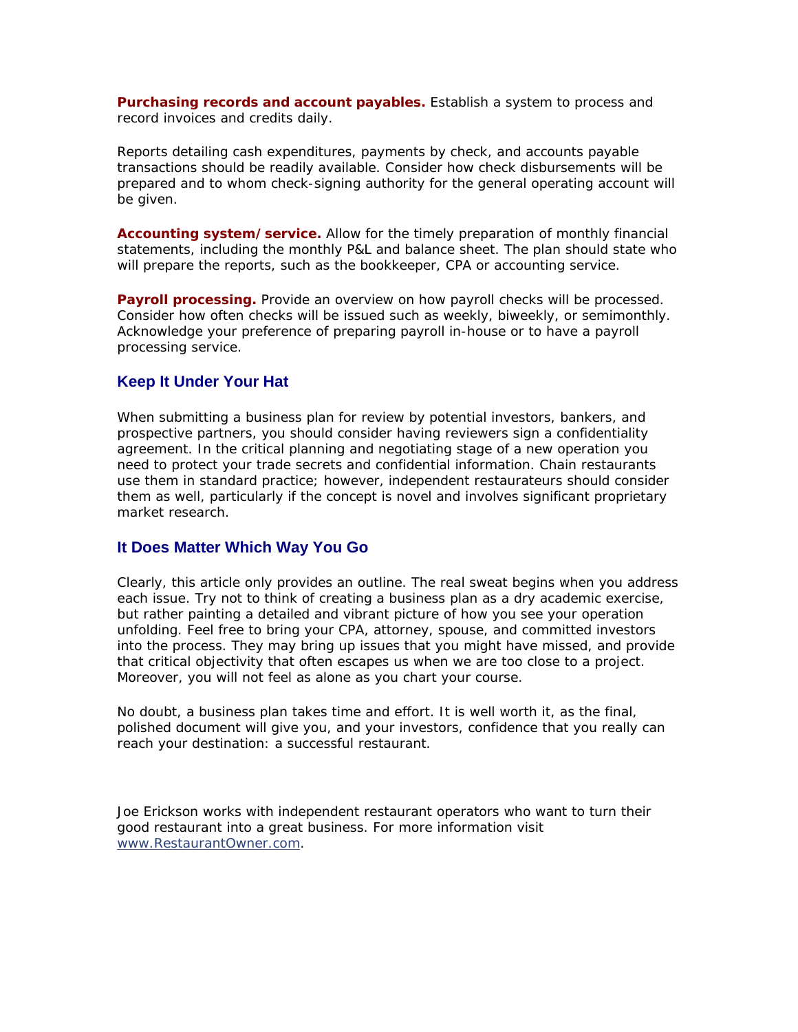**Purchasing records and account payables.** Establish a system to process and record invoices and credits daily.

Reports detailing cash expenditures, payments by check, and accounts payable transactions should be readily available. Consider how check disbursements will be prepared and to whom check-signing authority for the general operating account will be given.

**Accounting system/service.** Allow for the timely preparation of monthly financial statements, including the monthly P&L and balance sheet. The plan should state who will prepare the reports, such as the bookkeeper, CPA or accounting service.

**Payroll processing.** Provide an overview on how payroll checks will be processed. Consider how often checks will be issued such as weekly, biweekly, or semimonthly. Acknowledge your preference of preparing payroll in-house or to have a payroll processing service.

## Keep It Under Your Hat

When submitting a business plan for review by potential investors, bankers, and prospective partners, you should consider having reviewers sign a confidentiality agreement. In the critical planning and negotiating stage of a new operation you need to protect your trade secrets and confidential information. Chain restaurants use them in standard practice; however, independent restaurateurs should consider them as well, particularly if the concept is novel and involves significant proprietary market research.

## It Does Matter Which Way You Go

Clearly, this article only provides an outline. The real sweat begins when you address each issue. Try not to think of creating a business plan as a dry academic exercise, but rather painting a detailed and vibrant picture of how you see your operation unfolding. Feel free to bring your CPA, attorney, spouse, and committed investors into the process. They may bring up issues that you might have missed, and provide that critical objectivity that often escapes us when we are too close to a project. Moreover, you will not feel as alone as you chart your course.

No doubt, a business plan takes time and effort. It is well worth it, as the final, polished document will give you, and your investors, confidence that you really can reach your destination: a successful restaurant.

Joe Erickson works with independent restaurant operators who want to turn their good restaurant into a great business. For more information visit [www.RestaurantOwner.com](http://www.RestaurantOwner.com).